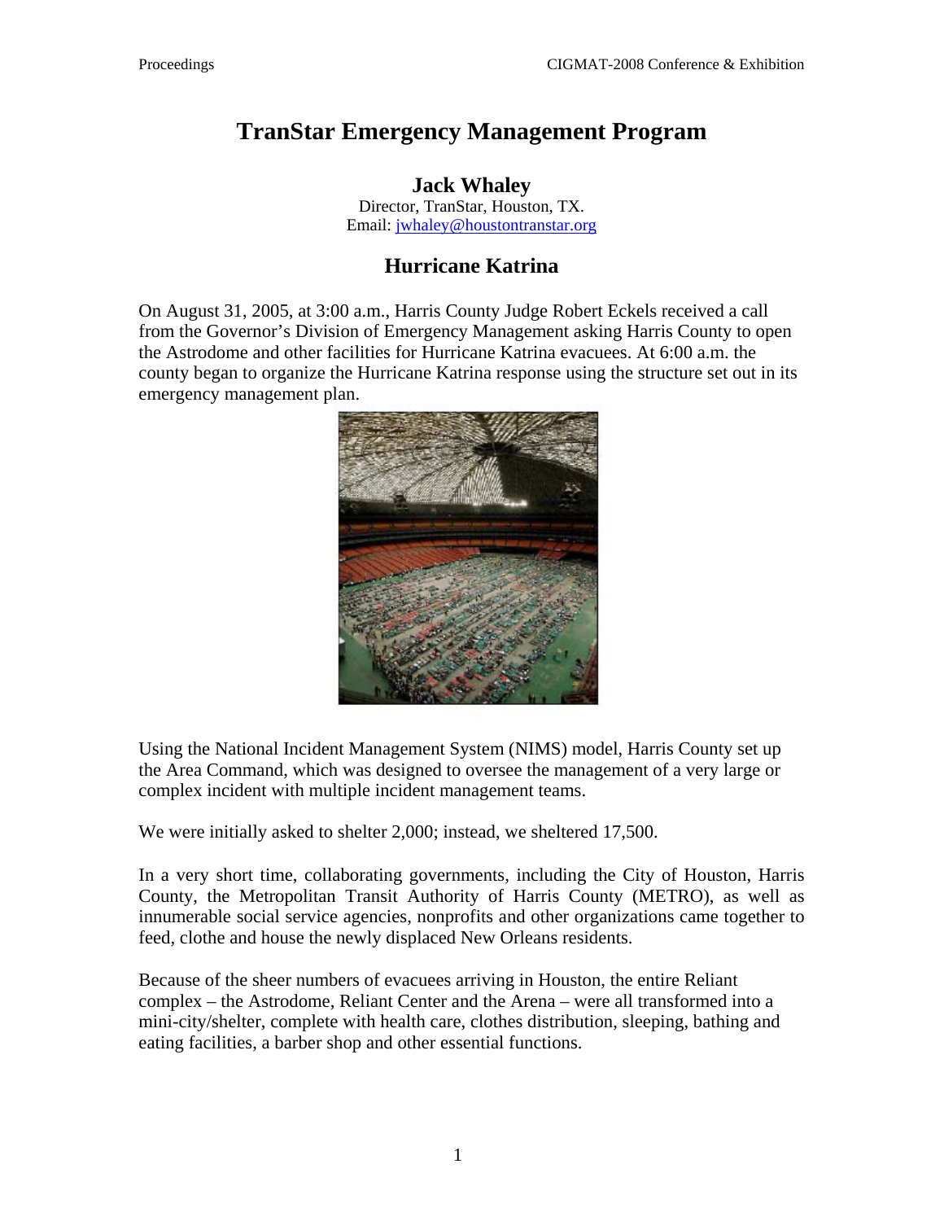# TranStar Emergency Management Program

## Jack Whaley

Director, TranStar, Houston, TX.
Email: jwhaley@houstontranstar.org

## Hurricane Katrina

On August 31, 2005, at 3:00 a.m., Harris County Judge Robert Eckels received a call from the Governor's Division of Emergency Management asking Harris County to open the Astrodome and other facilities for Hurricane Katrina evacuees. At 6:00 a.m. the county began to organize the Hurricane Katrina response using the structure set out in its emergency management plan.

Using the National Incident Management System (NIMS) model, Harris County set up the Area Command, which was designed to oversee the management of a very large or complex incident with multiple incident management teams.

We were initially asked to shelter 2,000; instead, we sheltered 17,500.

In a very short time, collaborating governments, including the City of Houston, Harris County, the Metropolitan Transit Authority of Harris County (METRO), as well as innumerable social service agencies, nonprofits and other organizations came together to feed, clothe and house the newly displaced New Orleans residents.

Because of the sheer numbers of evacuees arriving in Houston, the entire Reliant complex – the Astrodome, Reliant Center and the Arena – were all transformed into a mini-city/shelter, complete with health care, clothes distribution, sleeping, bathing and eating facilities, a barber shop and other essential functions.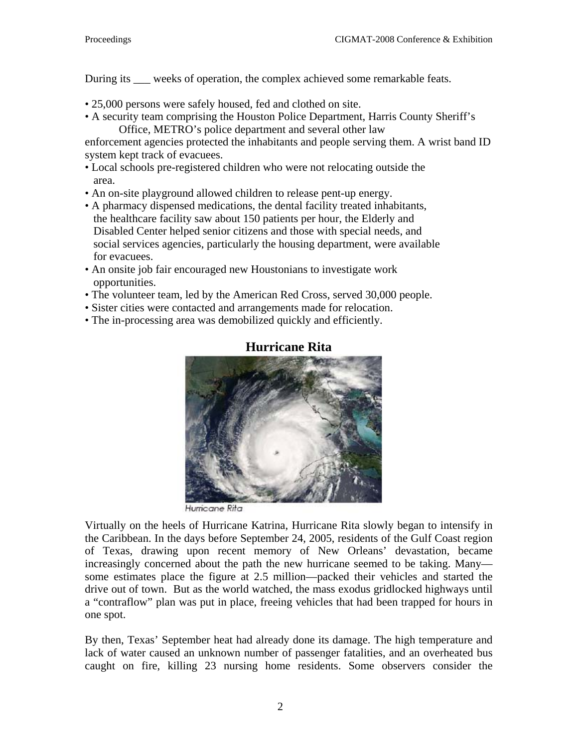During its ___ weeks of operation, the complex achieved some remarkable feats.

- 25,000 persons were safely housed, fed and clothed on site.
- A security team comprising the Houston Police Department, Harris County Sheriff's Office, METRO's police department and several other law enforcement agencies protected the inhabitants and people serving them. A wrist band ID system kept track of evacuees.
- Local schools pre-registered children who were not relocating outside the area.
- An on-site playground allowed children to release pent-up energy.
- A pharmacy dispensed medications, the dental facility treated inhabitants, the healthcare facility saw about 150 patients per hour, the Elderly and Disabled Center helped senior citizens and those with special needs, and social services agencies, particularly the housing department, were available for evacuees.
- An onsite job fair encouraged new Houstonians to investigate work opportunities.
- The volunteer team, led by the American Red Cross, served 30,000 people.
- Sister cities were contacted and arrangements made for relocation.
- The in-processing area was demobilized quickly and efficiently.

## Hurricane Rita

Hurricane Rita

Virtually on the heels of Hurricane Katrina, Hurricane Rita slowly began to intensify in the Caribbean. In the days before September 24, 2005, residents of the Gulf Coast region of Texas, drawing upon recent memory of New Orleans' devastation, became increasingly concerned about the path the new hurricane seemed to be taking. Many—some estimates place the figure at 2.5 million—packed their vehicles and started the drive out of town. But as the world watched, the mass exodus gridlocked highways until a "contraflow" plan was put in place, freeing vehicles that had been trapped for hours in one spot.

By then, Texas' September heat had already done its damage. The high temperature and lack of water caused an unknown number of passenger fatalities, and an overheated bus caught on fire, killing 23 nursing home residents. Some observers consider the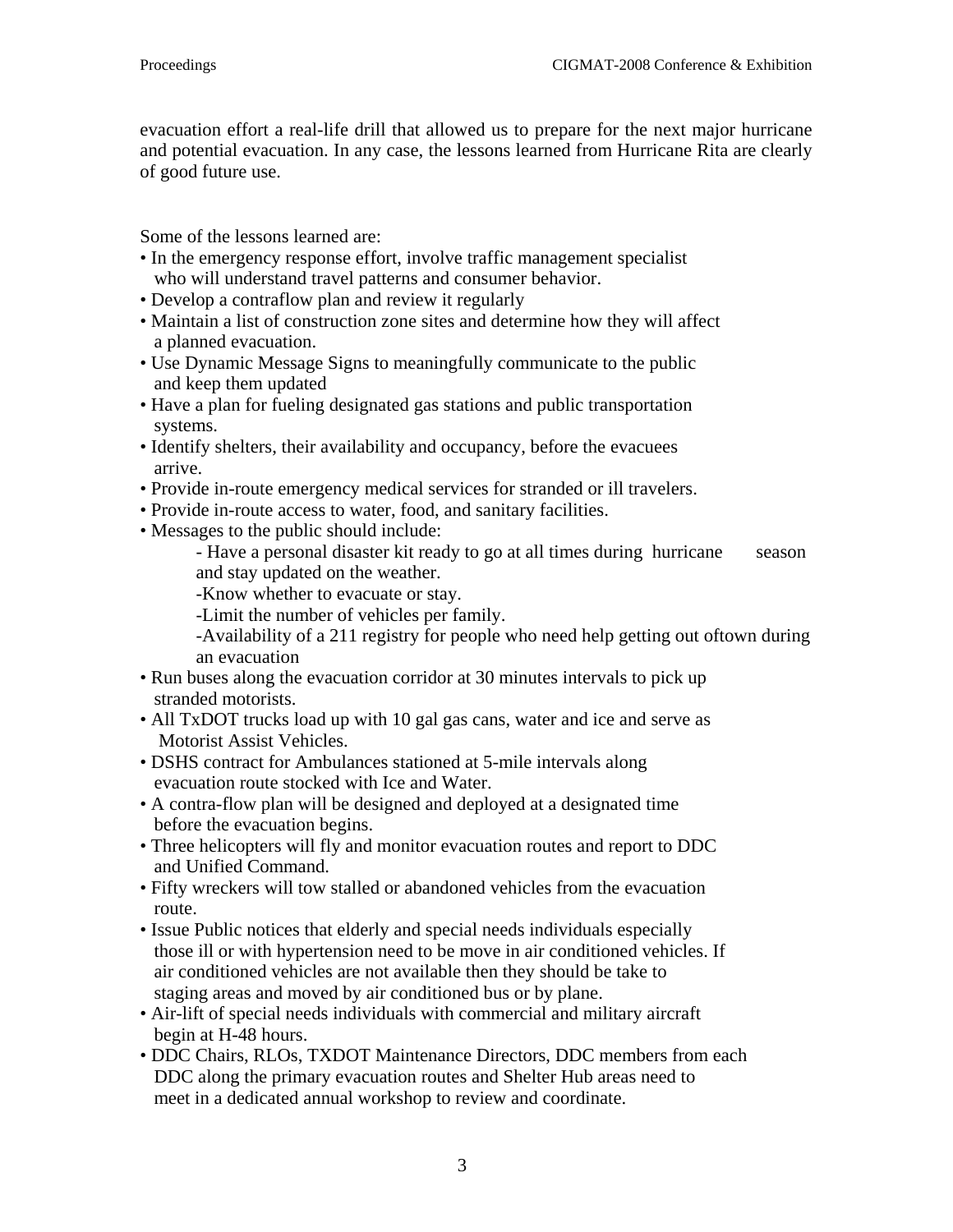evacuation effort a real-life drill that allowed us to prepare for the next major hurricane and potential evacuation. In any case, the lessons learned from Hurricane Rita are clearly of good future use.

Some of the lessons learned are:

- In the emergency response effort, involve traffic management specialist who will understand travel patterns and consumer behavior.
- Develop a contraflow plan and review it regularly
- Maintain a list of construction zone sites and determine how they will affect a planned evacuation.
- Use Dynamic Message Signs to meaningfully communicate to the public and keep them updated
- Have a plan for fueling designated gas stations and public transportation systems.
- Identify shelters, their availability and occupancy, before the evacuees arrive.
- Provide in-route emergency medical services for stranded or ill travelers.
- Provide in-route access to water, food, and sanitary facilities.
- Messages to the public should include:
    - Have a personal disaster kit ready to go at all times during hurricane season and stay updated on the weather.
    - Know whether to evacuate or stay.
    - Limit the number of vehicles per family.
    - Availability of a 211 registry for people who need help getting out oftown during an evacuation
- Run buses along the evacuation corridor at 30 minutes intervals to pick up stranded motorists.
- All TxDOT trucks load up with 10 gal gas cans, water and ice and serve as Motorist Assist Vehicles.
- DSHS contract for Ambulances stationed at 5-mile intervals along evacuation route stocked with Ice and Water.
- A contra-flow plan will be designed and deployed at a designated time before the evacuation begins.
- Three helicopters will fly and monitor evacuation routes and report to DDC and Unified Command.
- Fifty wreckers will tow stalled or abandoned vehicles from the evacuation route.
- Issue Public notices that elderly and special needs individuals especially those ill or with hypertension need to be move in air conditioned vehicles. If air conditioned vehicles are not available then they should be take to staging areas and moved by air conditioned bus or by plane.
- Air-lift of special needs individuals with commercial and military aircraft begin at H-48 hours.
- DDC Chairs, RLOs, TXDOT Maintenance Directors, DDC members from each DDC along the primary evacuation routes and Shelter Hub areas need to meet in a dedicated annual workshop to review and coordinate.